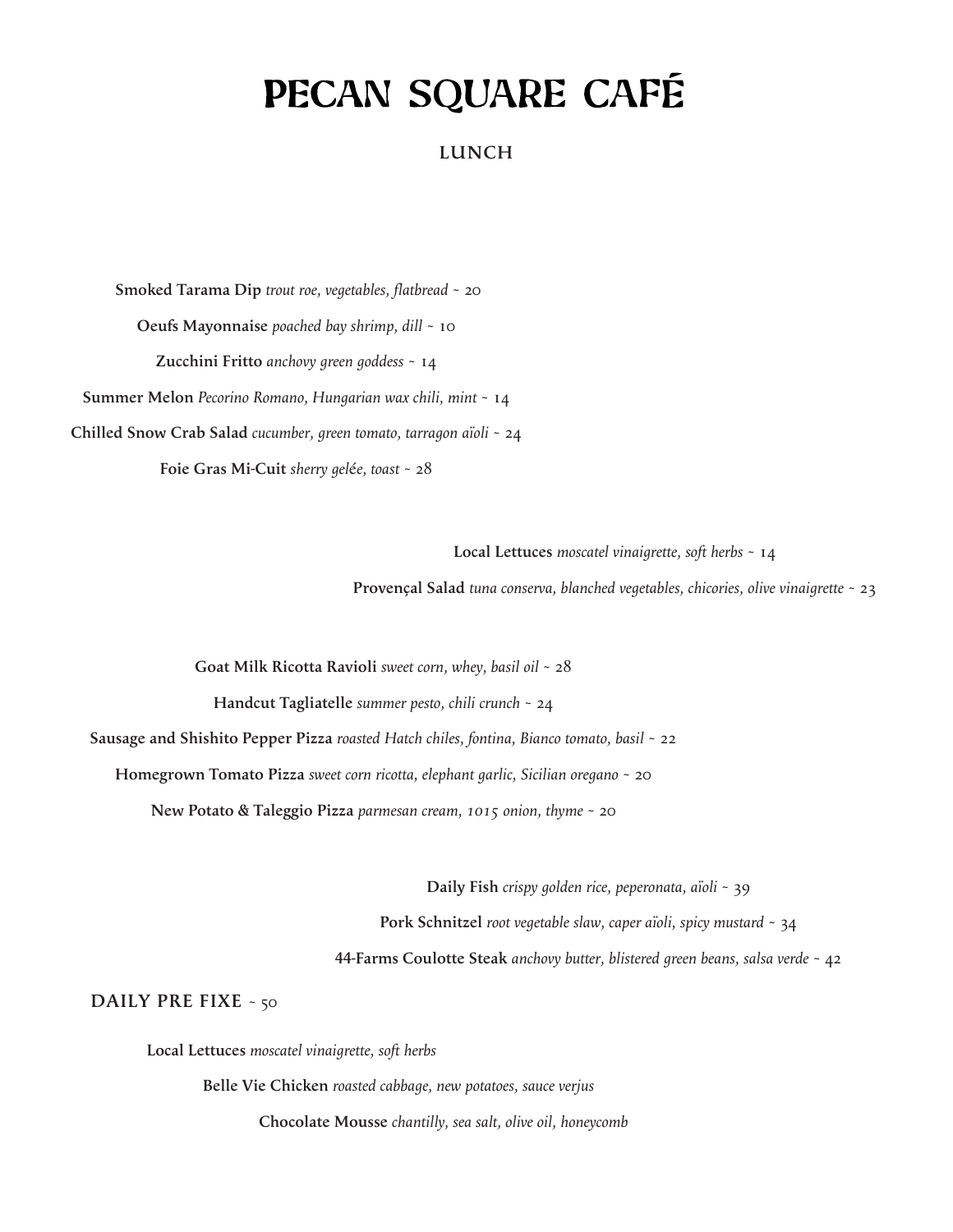# PECAN SQUARE CAFÉ

## LUNCH

**Smoked Tarama Dip** *trout roe, vegetables, flatbread* ~ 20

**Oeufs Mayonnaise** *poached bay shrimp, dill* ~ 10

**Zucchini Fritto** *anchovy green goddess* ~ 14

**Summer Melon** *Pecorino Romano, Hungarian wax chili, mint* ~ 14

**Chilled Snow Crab Salad** *cucumber, green tomato, tarragon aïoli* ~ 24

**Foie Gras Mi-Cuit** *sherry gelée, toast* ~ 28

**Local Lettuces** *moscatel vinaigrette, soft herbs* ~ 14

**Provençal Salad** *tuna conserva, blanched vegetables, chicories, olive vinaigrette* ~ 23

**Goat Milk Ricotta Ravioli** *sweet corn, whey, basil oil* ~ 28

**Handcut Tagliatelle** *summer pesto, chili crunch* ~ 24

**Sausage and Shishito Pepper Pizza** *roasted Hatch chiles, fontina, Bianco tomato, basil* ~ 22

**Homegrown Tomato Pizza** *sweet corn ricotta, elephant garlic, Sicilian oregano* ~ 20

**New Potato & Taleggio Pizza** *parmesan cream, 1015 onion, thyme* ~ 20

**Daily Fish** *crispy golden rice, peperonata, aïoli* ~ 39

**Pork Schnitzel** *root vegetable slaw, caper aïoli, spicy mustard* ~ 34

**44-Farms Coulotte Steak** *anchovy butter, blistered green beans, salsa verde* ~ 42

### DAILY PRE FIXE ~ 50

**Local Lettuces** *moscatel vinaigrette, soft herbs*

**Belle Vie Chicken** *roasted cabbage, new potatoes, sauce verjus*

**Chocolate Mousse** *chantilly, sea salt, olive oil, honeycomb*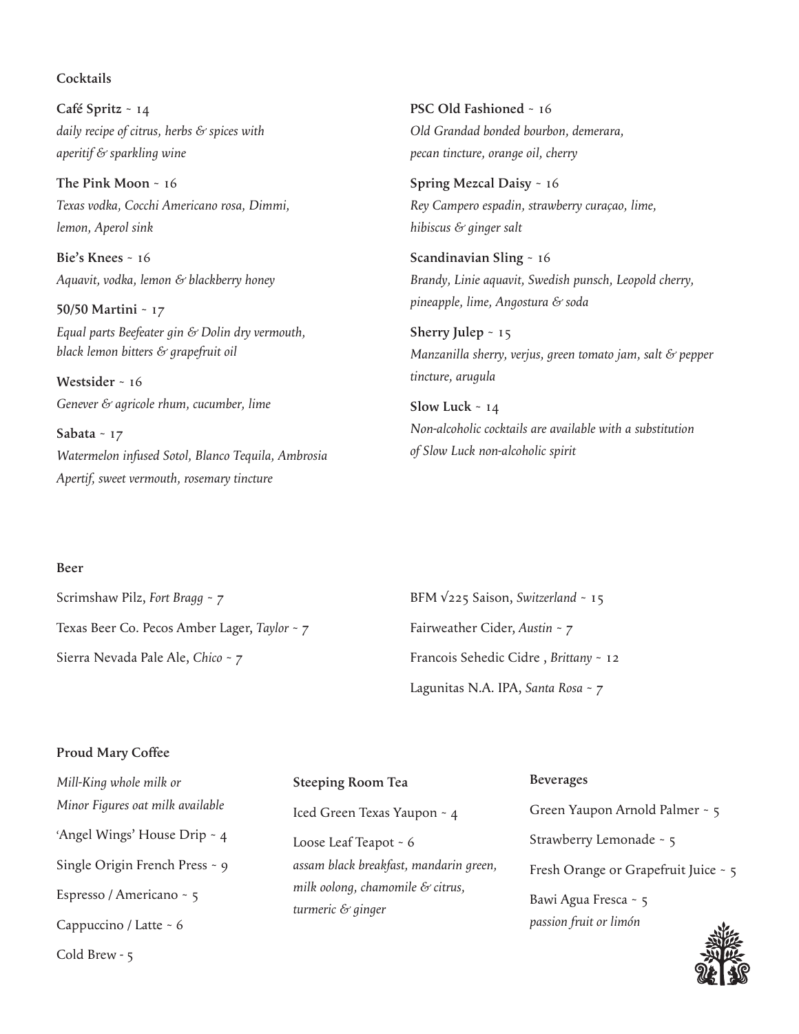## Cocktails

**Café Spritz** ~ 14
*daily recipe of citrus, herbs & spices with aperitif & sparkling wine*

**The Pink Moon** ~ 16
*Texas vodka, Cocchi Americano rosa, Dimmi, lemon, Aperol sink*

**Bie's Knees** ~ 16
*Aquavit, vodka, lemon & blackberry honey*

**50/50 Martini** ~ 17
*Equal parts Beefeater gin & Dolin dry vermouth, black lemon bitters & grapefruit oil*

**Westsider** ~ 16
*Genever & agricole rhum, cucumber, lime*

**Sabata** ~ 17
*Watermelon infused Sotol, Blanco Tequila, Ambrosia Apertif, sweet vermouth, rosemary tincture*

**PSC Old Fashioned** ~ 16
*Old Grandad bonded bourbon, demerara, pecan tincture, orange oil, cherry*

**Spring Mezcal Daisy** ~ 16
*Rey Campero espadin, strawberry curaçao, lime, hibiscus & ginger salt*

**Scandinavian Sling** ~ 16
*Brandy, Linie aquavit, Swedish punsch, Leopold cherry, pineapple, lime, Angostura & soda*

**Sherry Julep** ~ 15
*Manzanilla sherry, verjus, green tomato jam, salt & pepper tincture, arugula*

**Slow Luck** ~ 14
*Non-alcoholic cocktails are available with a substitution of Slow Luck non-alcoholic spirit*

## Beer

Scrimshaw Pilz, *Fort Bragg* ~ 7

Texas Beer Co. Pecos Amber Lager, *Taylor* ~ 7

Sierra Nevada Pale Ale, *Chico* ~ 7

BFM √225 Saison, *Switzerland* ~ 15

Fairweather Cider, *Austin* ~ 7

Francois Sehedic Cidre , *Brittany* ~ 12

Lagunitas N.A. IPA, *Santa Rosa* ~ 7

## Proud Mary Coffee

*Mill-King whole milk or Minor Figures oat milk available*

'Angel Wings' House Drip ~ 4

Single Origin French Press ~ 9

Espresso / Americano ~ 5

Cappuccino / Latte ~ 6

Cold Brew - 5

## Steeping Room Tea

Iced Green Texas Yaupon ~ 4

Loose Leaf Teapot ~ 6
*assam black breakfast, mandarin green, milk oolong, chamomile & citrus, turmeric & ginger*

## Beverages

Green Yaupon Arnold Palmer ~ 5

Strawberry Lemonade ~ 5

Fresh Orange or Grapefruit Juice ~ 5

Bawi Agua Fresca ~ 5
*passion fruit or limón*